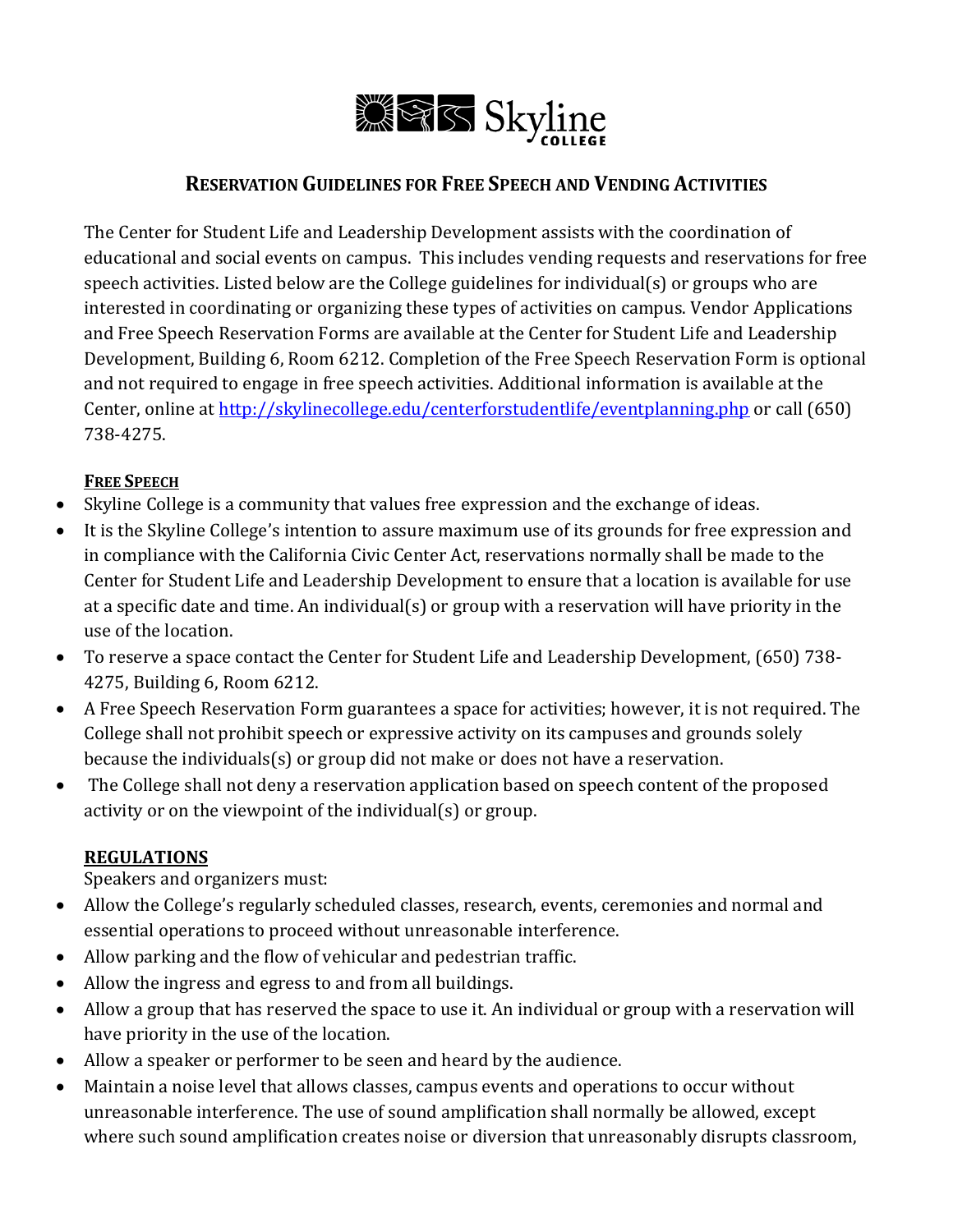Skyline College

# Reservation Guidelines for Free Speech and Vending Activities

The Center for Student Life and Leadership Development assists with the coordination of educational and social events on campus. This includes vending requests and reservations for free speech activities. Listed below are the College guidelines for individual(s) or groups who are interested in coordinating or organizing these types of activities on campus. Vendor Applications and Free Speech Reservation Forms are available at the Center for Student Life and Leadership Development, Building 6, Room 6212. Completion of the Free Speech Reservation Form is optional and not required to engage in free speech activities. Additional information is available at the Center, online at http://skylinecollege.edu/centerforstudentlife/eventplanning.php or call (650) 738-4275.

## Free Speech

- Skyline College is a community that values free expression and the exchange of ideas.
- It is the Skyline College's intention to assure maximum use of its grounds for free expression and in compliance with the California Civic Center Act, reservations normally shall be made to the Center for Student Life and Leadership Development to ensure that a location is available for use at a specific date and time. An individual(s) or group with a reservation will have priority in the use of the location.
- To reserve a space contact the Center for Student Life and Leadership Development, (650) 738-4275, Building 6, Room 6212.
- A Free Speech Reservation Form guarantees a space for activities; however, it is not required. The College shall not prohibit speech or expressive activity on its campuses and grounds solely because the individuals(s) or group did not make or does not have a reservation.
- The College shall not deny a reservation application based on speech content of the proposed activity or on the viewpoint of the individual(s) or group.

## REGULATIONS

Speakers and organizers must:

- Allow the College's regularly scheduled classes, research, events, ceremonies and normal and essential operations to proceed without unreasonable interference.
- Allow parking and the flow of vehicular and pedestrian traffic.
- Allow the ingress and egress to and from all buildings.
- Allow a group that has reserved the space to use it. An individual or group with a reservation will have priority in the use of the location.
- Allow a speaker or performer to be seen and heard by the audience.
- Maintain a noise level that allows classes, campus events and operations to occur without unreasonable interference. The use of sound amplification shall normally be allowed, except where such sound amplification creates noise or diversion that unreasonably disrupts classroom,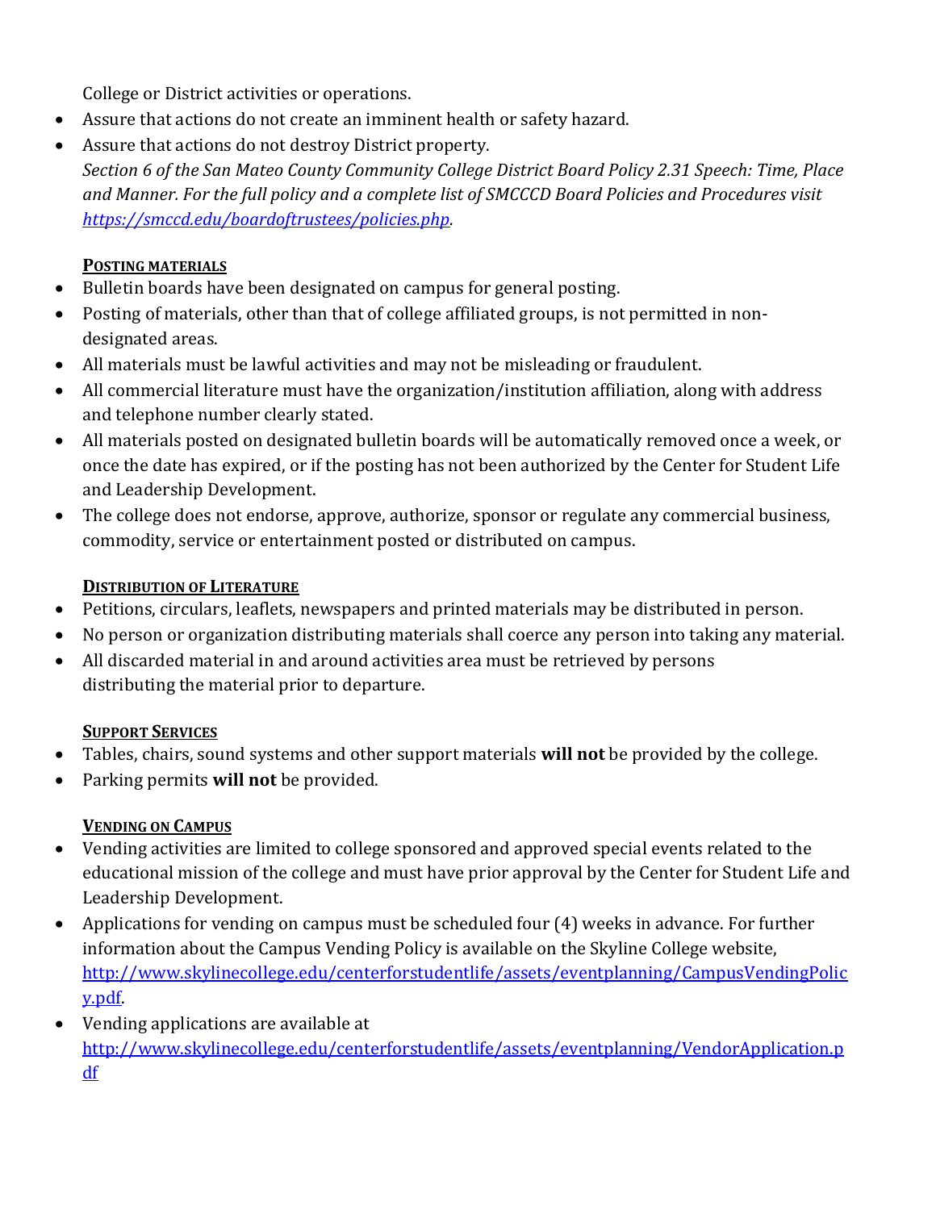College or District activities or operations.

- Assure that actions do not create an imminent health or safety hazard.
- Assure that actions do not destroy District property.

*Section 6 of the San Mateo County Community College District Board Policy 2.31 Speech: Time, Place and Manner. For the full policy and a complete list of SMCCCD Board Policies and Procedures visit [https://smccd.edu/boardoftrustees/policies.php](https://smccd.edu/boardoftrustees/policies.php).*

**POSTING MATERIALS**

- Bulletin boards have been designated on campus for general posting.
- Posting of materials, other than that of college affiliated groups, is not permitted in non-designated areas.
- All materials must be lawful activities and may not be misleading or fraudulent.
- All commercial literature must have the organization/institution affiliation, along with address and telephone number clearly stated.
- All materials posted on designated bulletin boards will be automatically removed once a week, or once the date has expired, or if the posting has not been authorized by the Center for Student Life and Leadership Development.
- The college does not endorse, approve, authorize, sponsor or regulate any commercial business, commodity, service or entertainment posted or distributed on campus.

**DISTRIBUTION OF LITERATURE**

- Petitions, circulars, leaflets, newspapers and printed materials may be distributed in person.
- No person or organization distributing materials shall coerce any person into taking any material.
- All discarded material in and around activities area must be retrieved by persons distributing the material prior to departure.

**SUPPORT SERVICES**

- Tables, chairs, sound systems and other support materials **will not** be provided by the college.
- Parking permits **will not** be provided.

**VENDING ON CAMPUS**

- Vending activities are limited to college sponsored and approved special events related to the educational mission of the college and must have prior approval by the Center for Student Life and Leadership Development.
- Applications for vending on campus must be scheduled four (4) weeks in advance. For further information about the Campus Vending Policy is available on the Skyline College website, [http://www.skylinecollege.edu/centerforstudentlife/assets/eventplanning/CampusVendingPolicy.pdf](http://www.skylinecollege.edu/centerforstudentlife/assets/eventplanning/CampusVendingPolicy.pdf).
- Vending applications are available at [http://www.skylinecollege.edu/centerforstudentlife/assets/eventplanning/VendorApplication.pdf](http://www.skylinecollege.edu/centerforstudentlife/assets/eventplanning/VendorApplication.pdf)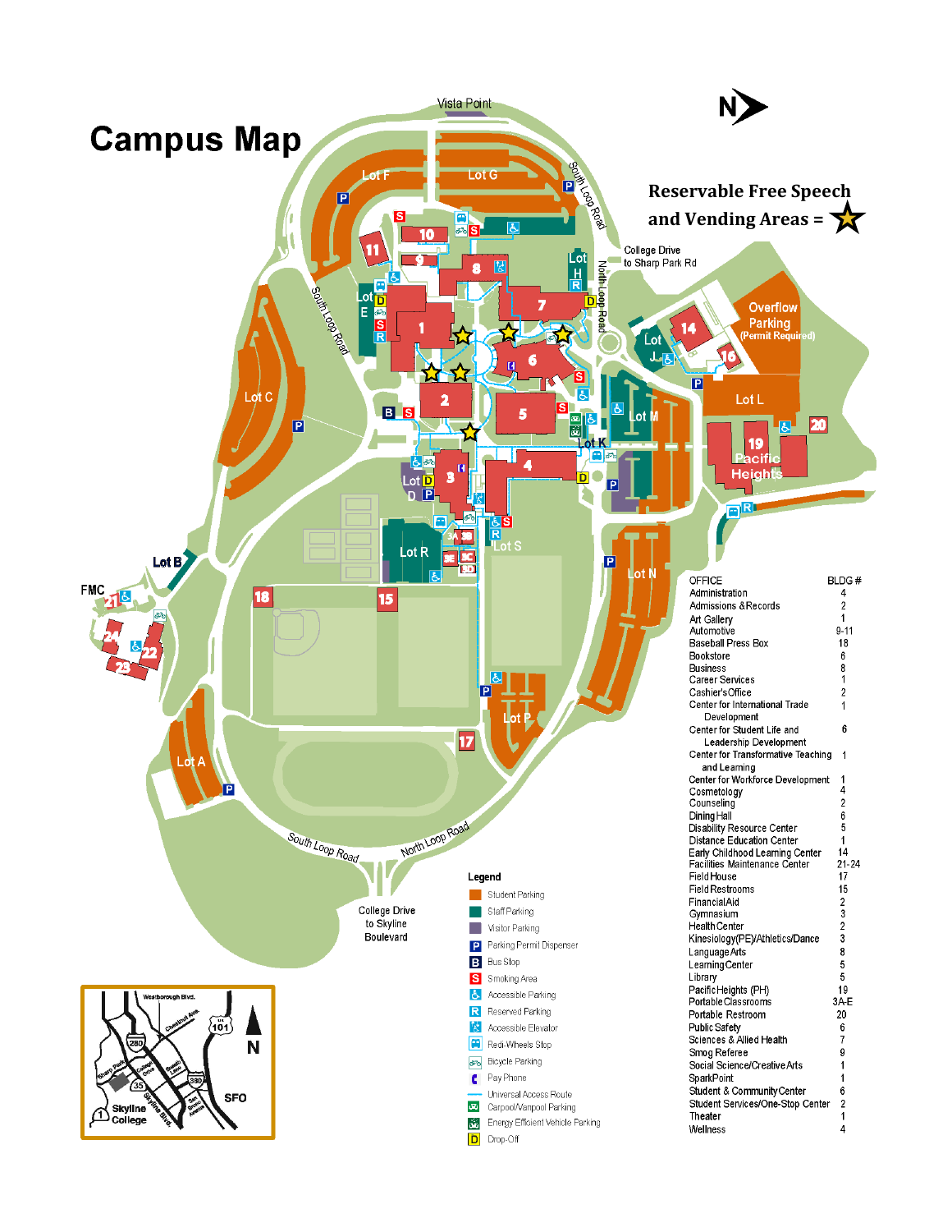# Campus Map

**Reservable Free Speech and Vending Areas = ★**

## Legend

- Student Parking
- Staff Parking
- Visitor Parking
- P Parking Permit Dispenser
- B Bus Stop
- S Smoking Area
- Accessible Parking
- R Reserved Parking
- Accessible Elevator
- Redi-Wheels Stop
- Bicycle Parking
- Pay Phone
- Universal Access Route
- Carpool/Vanpool Parking
- Energy Efficient Vehicle Parking
- D Drop-Off

| OFFICE | BLDG # |
|---|---|
| Administration | 4 |
| Admissions & Records | 2 |
| Art Gallery | 1 |
| Automotive | 9-11 |
| Baseball Press Box | 18 |
| Bookstore | 6 |
| Business | 8 |
| Career Services | 1 |
| Cashier's Office | 2 |
| Center for International Trade Development | 1 |
| Center for Student Life and Leadership Development | 6 |
| Center for Transformative Teaching and Learning | 1 |
| Center for Workforce Development | 1 |
| Cosmetology | 4 |
| Counseling | 2 |
| Dining Hall | 6 |
| Disability Resource Center | 5 |
| Distance Education Center | 1 |
| Early Childhood Learning Center | 14 |
| Facilities Maintenance Center | 21-24 |
| Field House | 17 |
| Field Restrooms | 15 |
| Financial Aid | 2 |
| Gymnasium | 3 |
| Health Center | 2 |
| Kinesiology(PE)/Athletics/Dance | 3 |
| Language Arts | 8 |
| Learning Center | 5 |
| Library | 5 |
| Pacific Heights (PH) | 19 |
| Portable Classrooms | 3A-E |
| Portable Recreation | 20 |
| Public Safety | 6 |
| Sciences & Allied Health | 7 |
| Smog Referee | 9 |
| Social Science/Creative Arts | 1 |
| SparkPoint | 1 |
| Student & Community Center | 6 |
| Student Services/One-Stop Center | 2 |
| Theater | 1 |
| Wellness | 4 |